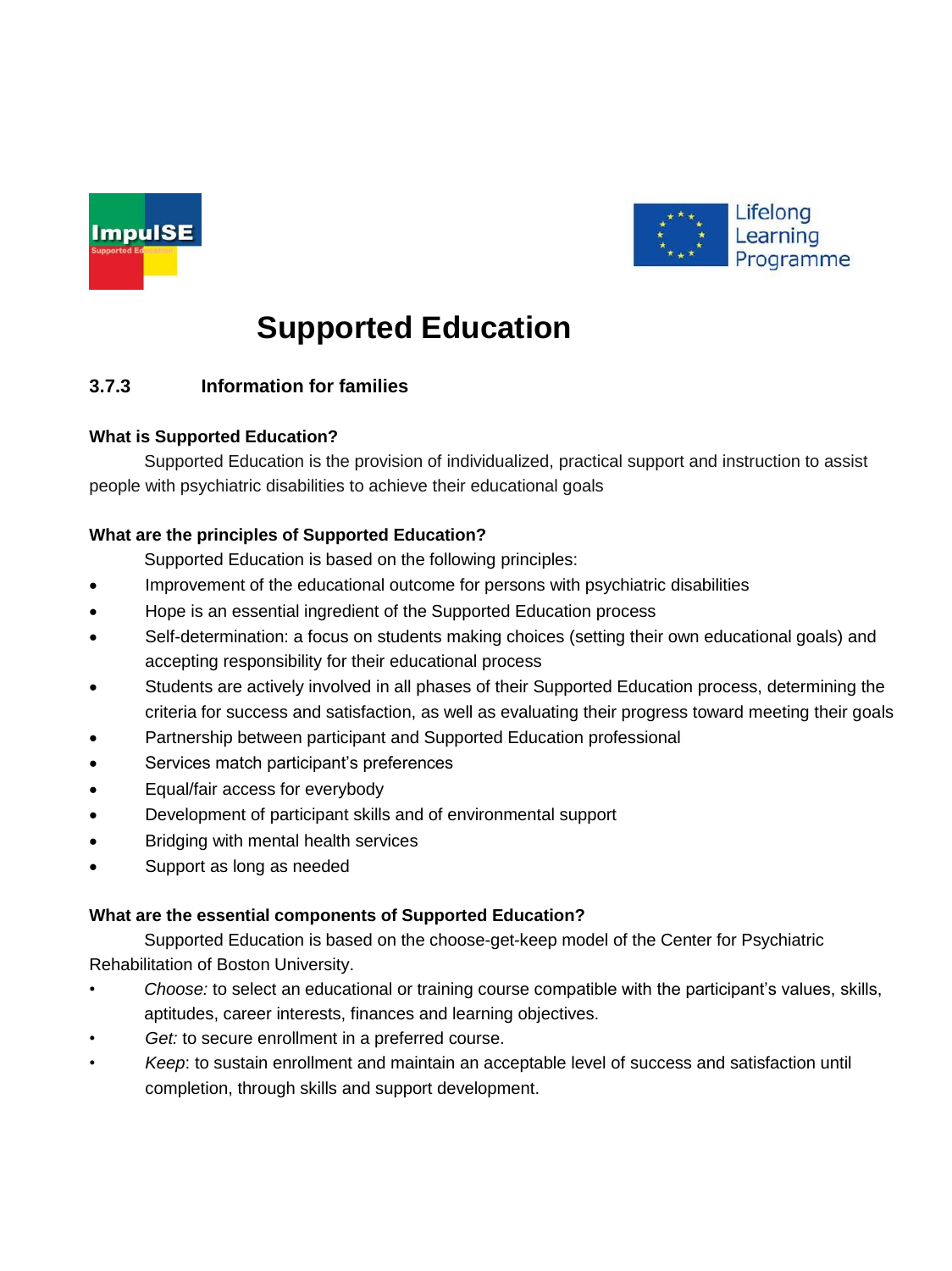# Supported Education

## 3.7.3 Information for families

**What is Supported Education?**

Supported Education is the provision of individualized, practical support and instruction to assist people with psychiatric disabilities to achieve their educational goals

**What are the principles of Supported Education?**

Supported Education is based on the following principles:

- Improvement of the educational outcome for persons with psychiatric disabilities
- Hope is an essential ingredient of the Supported Education process
- Self-determination: a focus on students making choices (setting their own educational goals) and accepting responsibility for their educational process
- Students are actively involved in all phases of their Supported Education process, determining the criteria for success and satisfaction, as well as evaluating their progress toward meeting their goals
- Partnership between participant and Supported Education professional
- Services match participant's preferences
- Equal/fair access for everybody
- Development of participant skills and of environmental support
- Bridging with mental health services
- Support as long as needed

**What are the essential components of Supported Education?**

Supported Education is based on the choose-get-keep model of the Center for Psychiatric Rehabilitation of Boston University.

- *Choose:* to select an educational or training course compatible with the participant's values, skills, aptitudes, career interests, finances and learning objectives.
- *Get:* to secure enrollment in a preferred course.
- *Keep*: to sustain enrollment and maintain an acceptable level of success and satisfaction until completion, through skills and support development.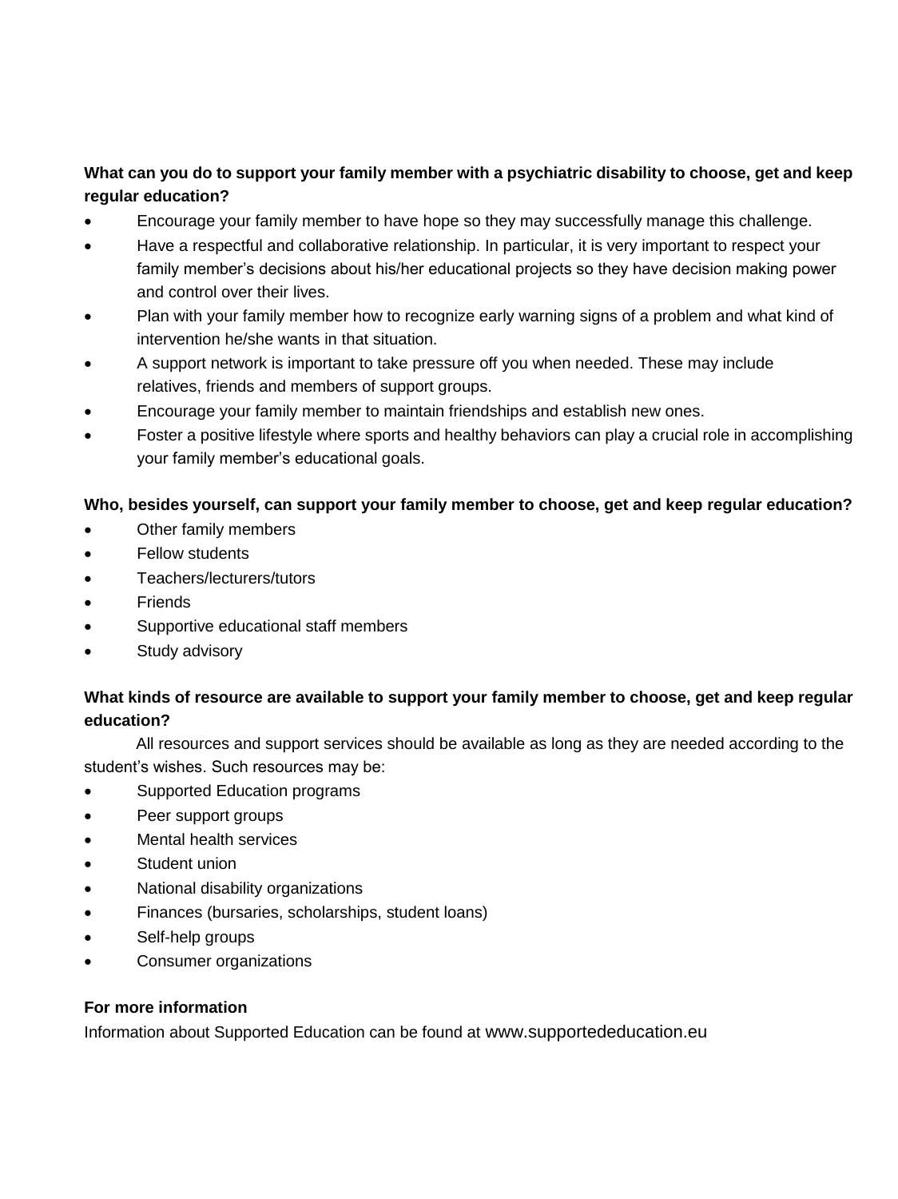**What can you do to support your family member with a psychiatric disability to choose, get and keep regular education?**

- Encourage your family member to have hope so they may successfully manage this challenge.
- Have a respectful and collaborative relationship. In particular, it is very important to respect your family member's decisions about his/her educational projects so they have decision making power and control over their lives.
- Plan with your family member how to recognize early warning signs of a problem and what kind of intervention he/she wants in that situation.
- A support network is important to take pressure off you when needed. These may include relatives, friends and members of support groups.
- Encourage your family member to maintain friendships and establish new ones.
- Foster a positive lifestyle where sports and healthy behaviors can play a crucial role in accomplishing your family member's educational goals.

**Who, besides yourself, can support your family member to choose, get and keep regular education?**

- Other family members
- Fellow students
- Teachers/lecturers/tutors
- Friends
- Supportive educational staff members
- Study advisory

**What kinds of resource are available to support your family member to choose, get and keep regular education?**

All resources and support services should be available as long as they are needed according to the student's wishes. Such resources may be:

- Supported Education programs
- Peer support groups
- Mental health services
- Student union
- National disability organizations
- Finances (bursaries, scholarships, student loans)
- Self-help groups
- Consumer organizations

**For more information**

Information about Supported Education can be found at www.supportededucation.eu